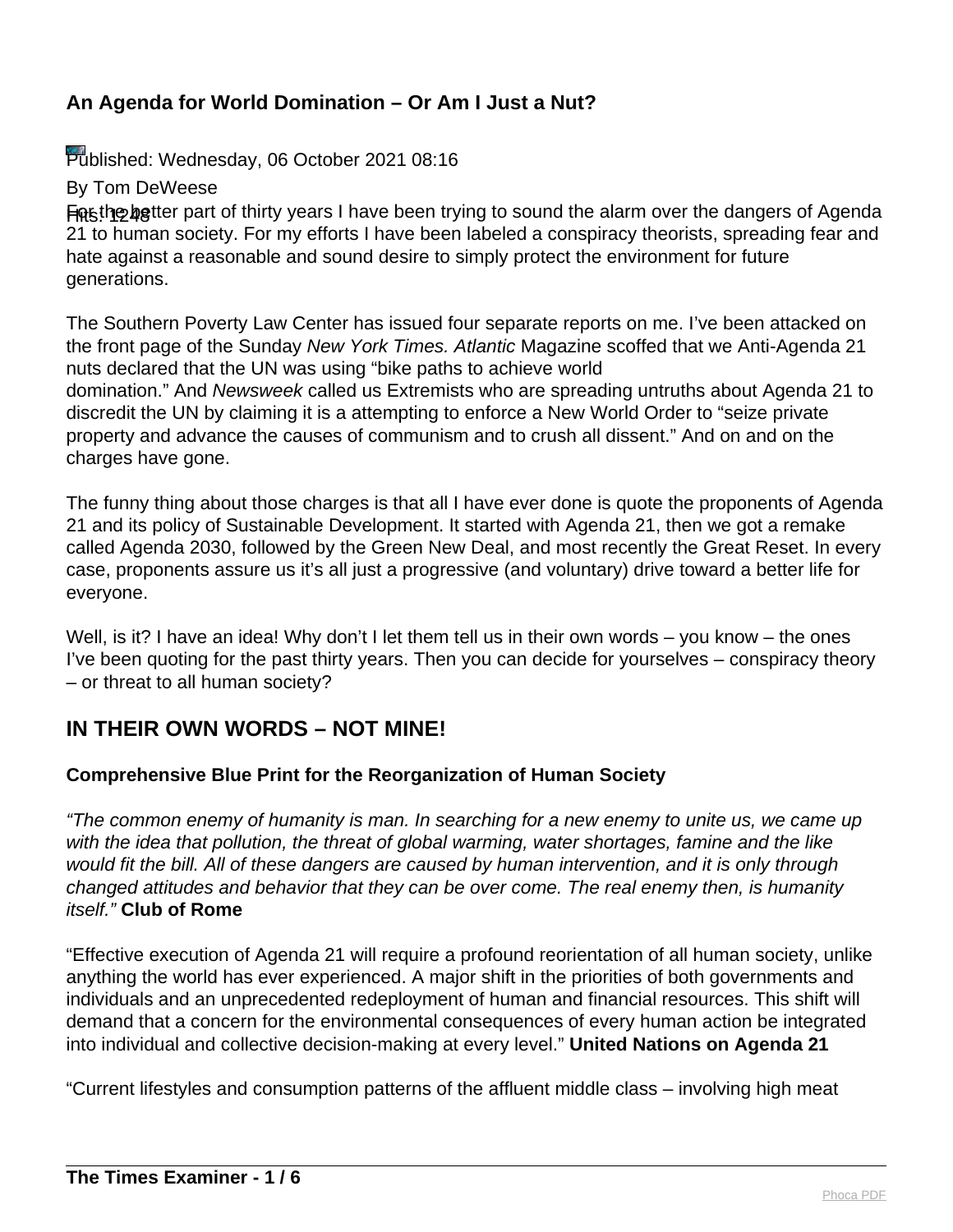## An Agenda for World Domination – Or Am I Just a Nut?

Published: Wednesday, 06 October 2021 08:16

By Tom DeWeese

Hits: 1248

For the better part of thirty years I have been trying to sound the alarm over the dangers of Agenda 21 to human society. For my efforts I have been labeled a conspiracy theorists, spreading fear and hate against a reasonable and sound desire to simply protect the environment for future generations.

The Southern Poverty Law Center has issued four separate reports on me. I've been attacked on the front page of the Sunday *New York Times. Atlantic* Magazine scoffed that we Anti-Agenda 21 nuts declared that the UN was using "bike paths to achieve world domination." And *Newsweek* called us Extremists who are spreading untruths about Agenda 21 to discredit the UN by claiming it is a attempting to enforce a New World Order to "seize private property and advance the causes of communism and to crush all dissent." And on and on the charges have gone.

The funny thing about those charges is that all I have ever done is quote the proponents of Agenda 21 and its policy of Sustainable Development. It started with Agenda 21, then we got a remake called Agenda 2030, followed by the Green New Deal, and most recently the Great Reset. In every case, proponents assure us it's all just a progressive (and voluntary) drive toward a better life for everyone.

Well, is it? I have an idea! Why don't I let them tell us in their own words – you know – the ones I've been quoting for the past thirty years. Then you can decide for yourselves – conspiracy theory – or threat to all human society?

## IN THEIR OWN WORDS – NOT MINE!

**Comprehensive Blue Print for the Reorganization of Human Society**

*"The common enemy of humanity is man. In searching for a new enemy to unite us, we came up with the idea that pollution, the threat of global warming, water shortages, famine and the like would fit the bill. All of these dangers are caused by human intervention, and it is only through changed attitudes and behavior that they can be over come. The real enemy then, is humanity itself."* **Club of Rome**

"Effective execution of Agenda 21 will require a profound reorientation of all human society, unlike anything the world has ever experienced. A major shift in the priorities of both governments and individuals and an unprecedented redeployment of human and financial resources. This shift will demand that a concern for the environmental consequences of every human action be integrated into individual and collective decision-making at every level." **United Nations on Agenda 21**

"Current lifestyles and consumption patterns of the affluent middle class – involving high meat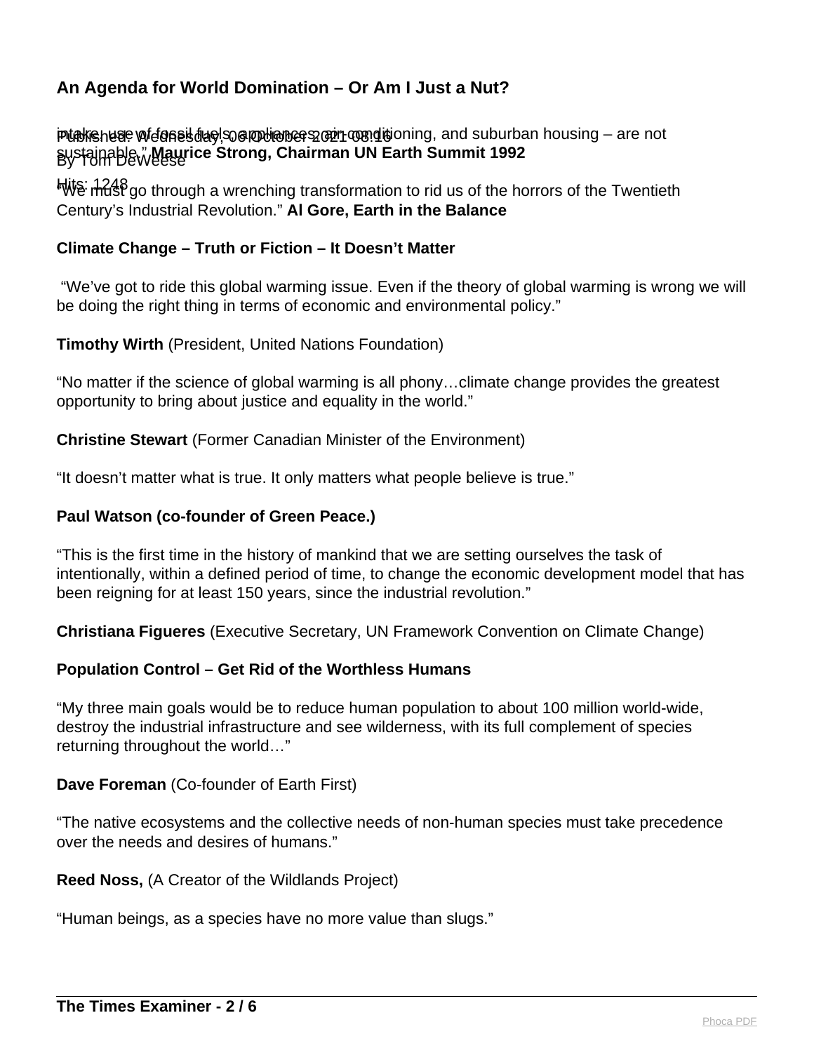intake, use of fossil fuels, appliances, air-conditioning, and suburban housing – are not sustainable.” **Maurice Strong, Chairman UN Earth Summit 1992**

“We must go through a wrenching transformation to rid us of the horrors of the Twentieth Century’s Industrial Revolution.” **Al Gore, Earth in the Balance**

**Climate Change – Truth or Fiction – It Doesn’t Matter**

“We’ve got to ride this global warming issue. Even if the theory of global warming is wrong we will be doing the right thing in terms of economic and environmental policy.”

**Timothy Wirth** (President, United Nations Foundation)

“No matter if the science of global warming is all phony…climate change provides the greatest opportunity to bring about justice and equality in the world.”

**Christine Stewart** (Former Canadian Minister of the Environment)

“It doesn’t matter what is true. It only matters what people believe is true.”

**Paul Watson (co-founder of Green Peace.)**

“This is the first time in the history of mankind that we are setting ourselves the task of intentionally, within a defined period of time, to change the economic development model that has been reigning for at least 150 years, since the industrial revolution.”

**Christiana Figueres** (Executive Secretary, UN Framework Convention on Climate Change)

**Population Control – Get Rid of the Worthless Humans**

“My three main goals would be to reduce human population to about 100 million world-wide, destroy the industrial infrastructure and see wilderness, with its full complement of species returning throughout the world…”

**Dave Foreman** (Co-founder of Earth First)

“The native ecosystems and the collective needs of non-human species must take precedence over the needs and desires of humans.”

**Reed Noss,** (A Creator of the Wildlands Project)

“Human beings, as a species have no more value than slugs.”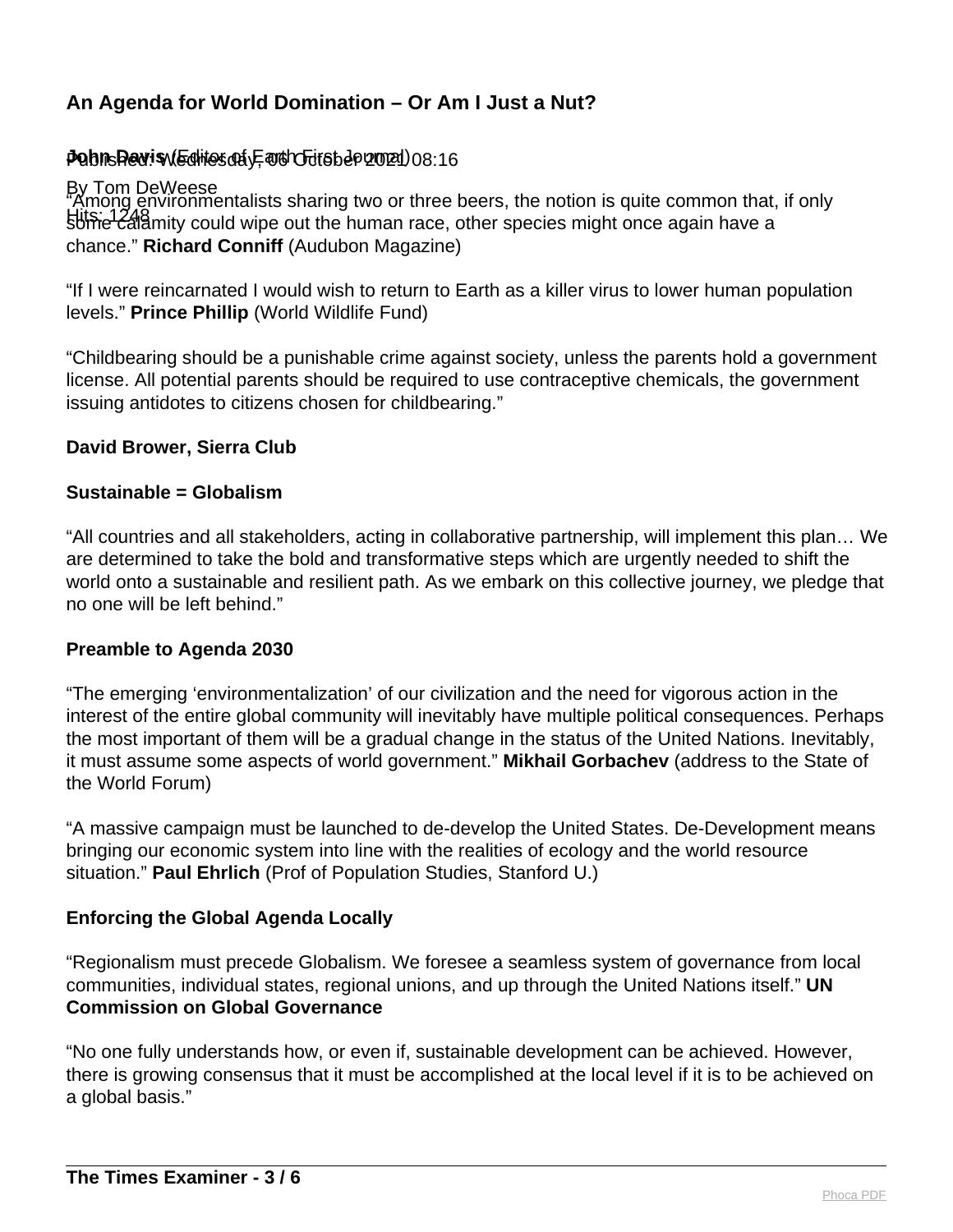**John Davis** (Editor of Earth First Journal)

"Among environmentalists sharing two or three beers, the notion is quite common that, if only some calamity could wipe out the human race, other species might once again have a chance." **Richard Conniff** (Audubon Magazine)

"If I were reincarnated I would wish to return to Earth as a killer virus to lower human population levels." **Prince Phillip** (World Wildlife Fund)

"Childbearing should be a punishable crime against society, unless the parents hold a government license. All potential parents should be required to use contraceptive chemicals, the government issuing antidotes to citizens chosen for childbearing."

**David Brower, Sierra Club**

**Sustainable = Globalism**

"All countries and all stakeholders, acting in collaborative partnership, will implement this plan… We are determined to take the bold and transformative steps which are urgently needed to shift the world onto a sustainable and resilient path. As we embark on this collective journey, we pledge that no one will be left behind."

**Preamble to Agenda 2030**

"The emerging 'environmentalization' of our civilization and the need for vigorous action in the interest of the entire global community will inevitably have multiple political consequences. Perhaps the most important of them will be a gradual change in the status of the United Nations. Inevitably, it must assume some aspects of world government." **Mikhail Gorbachev** (address to the State of the World Forum)

"A massive campaign must be launched to de-develop the United States. De-Development means bringing our economic system into line with the realities of ecology and the world resource situation." **Paul Ehrlich** (Prof of Population Studies, Stanford U.)

**Enforcing the Global Agenda Locally**

"Regionalism must precede Globalism. We foresee a seamless system of governance from local communities, individual states, regional unions, and up through the United Nations itself." **UN Commission on Global Governance**

"No one fully understands how, or even if, sustainable development can be achieved. However, there is growing consensus that it must be accomplished at the local level if it is to be achieved on a global basis."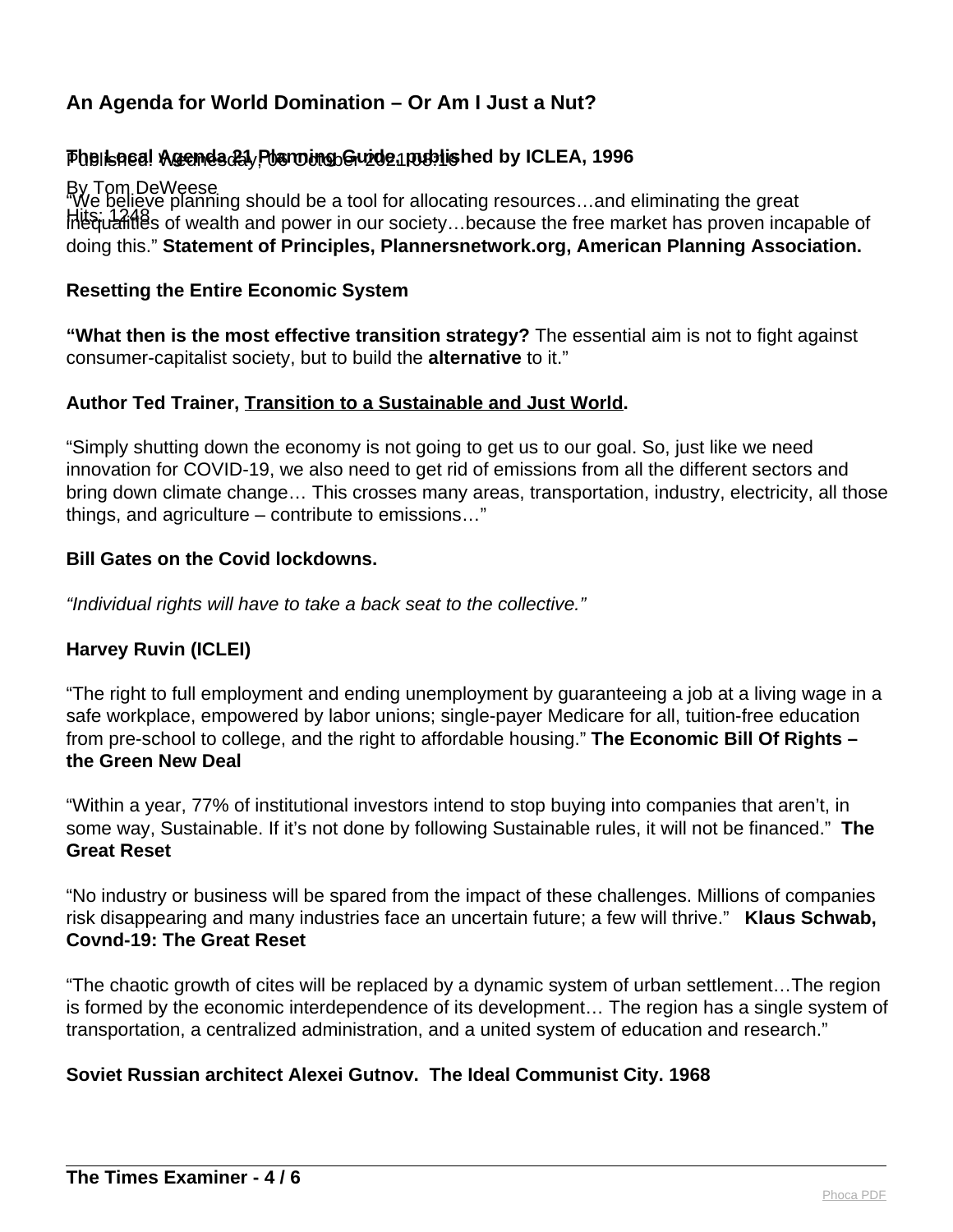**The Local Agenda 21 Planning Guide, published by ICLEA, 1996**

"We believe planning should be a tool for allocating resources…and eliminating the great inequalities of wealth and power in our society…because the free market has proven incapable of doing this." **Statement of Principles, Plannersnetwork.org, American Planning Association.**

**Resetting the Entire Economic System**

**"What then is the most effective transition strategy?** The essential aim is not to fight against consumer-capitalist society, but to build the **alternative** to it."

**Author Ted Trainer, Transition to a Sustainable and Just World.**

"Simply shutting down the economy is not going to get us to our goal. So, just like we need innovation for COVID-19, we also need to get rid of emissions from all the different sectors and bring down climate change… This crosses many areas, transportation, industry, electricity, all those things, and agriculture – contribute to emissions…"

**Bill Gates on the Covid lockdowns.**

*"Individual rights will have to take a back seat to the collective."*

**Harvey Ruvin (ICLEI)**

"The right to full employment and ending unemployment by guaranteeing a job at a living wage in a safe workplace, empowered by labor unions; single-payer Medicare for all, tuition-free education from pre-school to college, and the right to affordable housing." **The Economic Bill Of Rights – the Green New Deal**

"Within a year, 77% of institutional investors intend to stop buying into companies that aren't, in some way, Sustainable. If it's not done by following Sustainable rules, it will not be financed." **The Great Reset**

"No industry or business will be spared from the impact of these challenges. Millions of companies risk disappearing and many industries face an uncertain future; a few will thrive." **Klaus Schwab, Covnd-19: The Great Reset**

"The chaotic growth of cites will be replaced by a dynamic system of urban settlement…The region is formed by the economic interdependence of its development… The region has a single system of transportation, a centralized administration, and a united system of education and research."

**Soviet Russian architect Alexei Gutnov. The Ideal Communist City. 1968**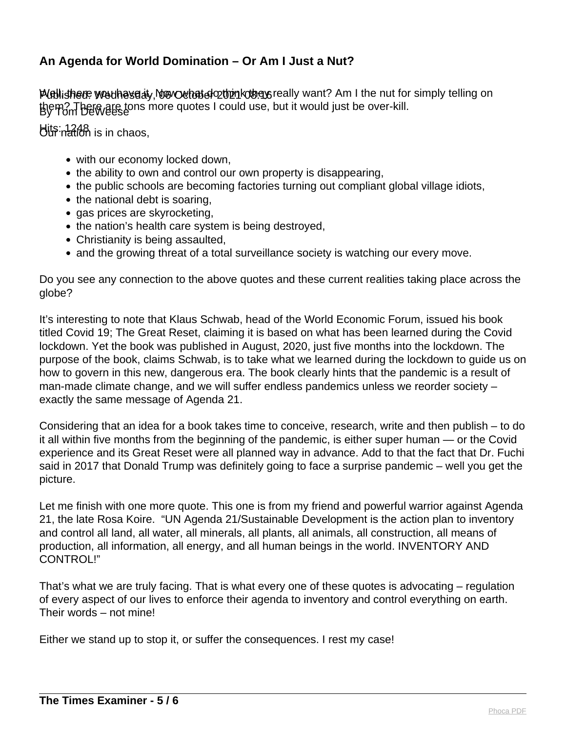## An Agenda for World Domination – Or Am I Just a Nut?

Published: Wednesday, 06 October 2021 08:16
By Tom DeWeese

Hits: 1248

Well, there you have it. Now what do think they really want? Am I the nut for simply telling on them? There are tons more quotes I could use, but it would just be over-kill.

Our nation is in chaos,

- with our economy locked down,
- the ability to own and control our own property is disappearing,
- the public schools are becoming factories turning out compliant global village idiots,
- the national debt is soaring,
- gas prices are skyrocketing,
- the nation's health care system is being destroyed,
- Christianity is being assaulted,
- and the growing threat of a total surveillance society is watching our every move.

Do you see any connection to the above quotes and these current realities taking place across the globe?

It's interesting to note that Klaus Schwab, head of the World Economic Forum, issued his book titled Covid 19; The Great Reset, claiming it is based on what has been learned during the Covid lockdown. Yet the book was published in August, 2020, just five months into the lockdown. The purpose of the book, claims Schwab, is to take what we learned during the lockdown to guide us on how to govern in this new, dangerous era. The book clearly hints that the pandemic is a result of man-made climate change, and we will suffer endless pandemics unless we reorder society – exactly the same message of Agenda 21.

Considering that an idea for a book takes time to conceive, research, write and then publish – to do it all within five months from the beginning of the pandemic, is either super human — or the Covid experience and its Great Reset were all planned way in advance. Add to that the fact that Dr. Fuchi said in 2017 that Donald Trump was definitely going to face a surprise pandemic – well you get the picture.

Let me finish with one more quote. This one is from my friend and powerful warrior against Agenda 21, the late Rosa Koire. "UN Agenda 21/Sustainable Development is the action plan to inventory and control all land, all water, all minerals, all plants, all animals, all construction, all means of production, all information, all energy, and all human beings in the world. INVENTORY AND CONTROL!"

That's what we are truly facing. That is what every one of these quotes is advocating – regulation of every aspect of our lives to enforce their agenda to inventory and control everything on earth. Their words – not mine!

Either we stand up to stop it, or suffer the consequences. I rest my case!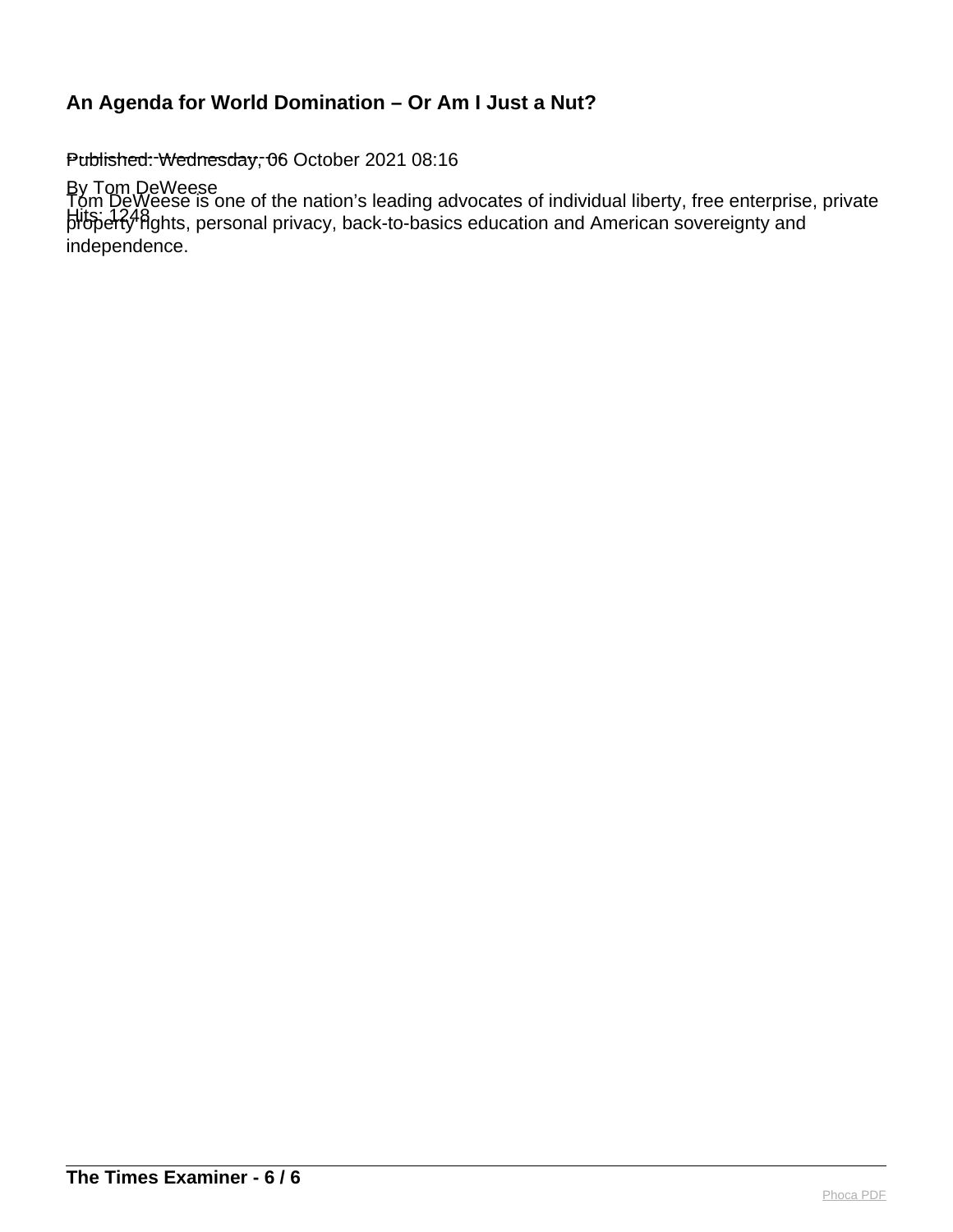Tom DeWeese is one of the nation’s leading advocates of individual liberty, free enterprise, private property rights, personal privacy, back-to-basics education and American sovereignty and independence.